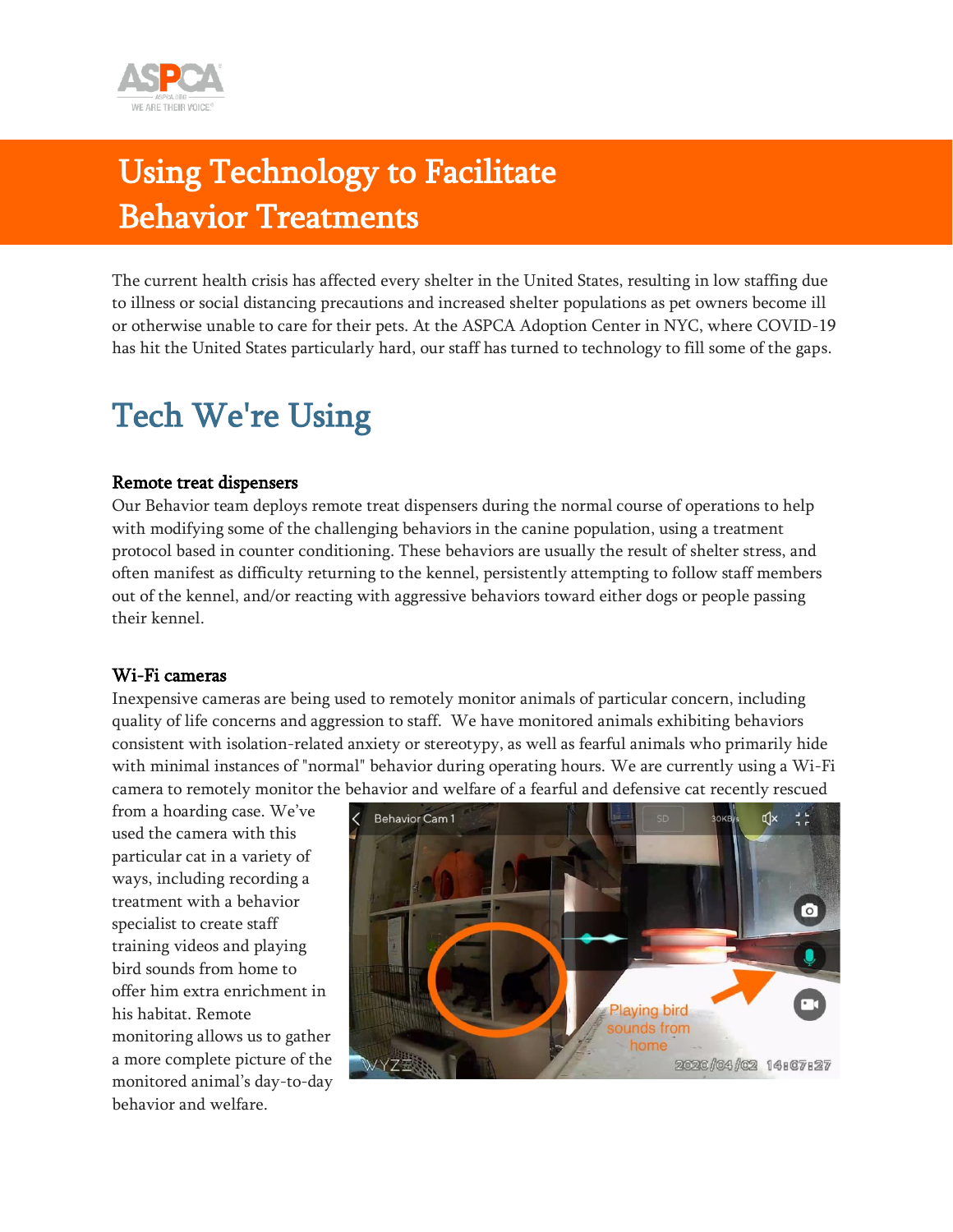# Using Technology to Facilitate Behavior Treatments

The current health crisis has affected every shelter in the United States, resulting in low staffing due to illness or social distancing precautions and increased shelter populations as pet owners become ill or otherwise unable to care for their pets. At the ASPCA Adoption Center in NYC, where COVID-19 has hit the United States particularly hard, our staff has turned to technology to fill some of the gaps.

## Tech We're Using

### Remote treat dispensers

Our Behavior team deploys remote treat dispensers during the normal course of operations to help with modifying some of the challenging behaviors in the canine population, using a treatment protocol based in counter conditioning. These behaviors are usually the result of shelter stress, and often manifest as difficulty returning to the kennel, persistently attempting to follow staff members out of the kennel, and/or reacting with aggressive behaviors toward either dogs or people passing their kennel.

### Wi-Fi cameras

Inexpensive cameras are being used to remotely monitor animals of particular concern, including quality of life concerns and aggression to staff. We have monitored animals exhibiting behaviors consistent with isolation-related anxiety or stereotypy, as well as fearful animals who primarily hide with minimal instances of "normal" behavior during operating hours. We are currently using a Wi-Fi camera to remotely monitor the behavior and welfare of a fearful and defensive cat recently rescued from a hoarding case. We've used the camera with this particular cat in a variety of ways, including recording a treatment with a behavior specialist to create staff training videos and playing bird sounds from home to offer him extra enrichment in his habitat. Remote monitoring allows us to gather a more complete picture of the monitored animal's day-to-day behavior and welfare.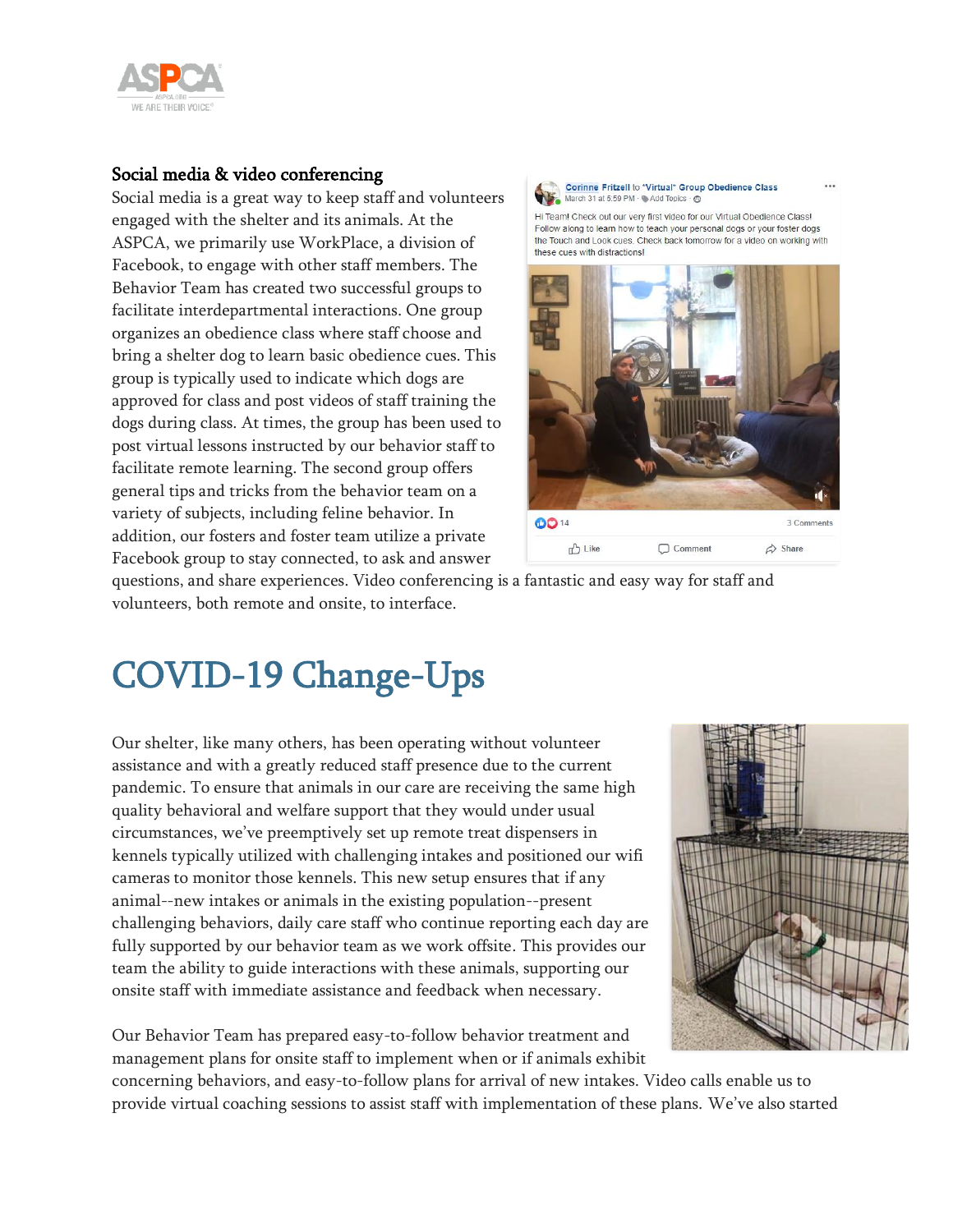### Social media & video conferencing

Social media is a great way to keep staff and volunteers engaged with the shelter and its animals. At the ASPCA, we primarily use WorkPlace, a division of Facebook, to engage with other staff members. The Behavior Team has created two successful groups to facilitate interdepartmental interactions. One group organizes an obedience class where staff choose and bring a shelter dog to learn basic obedience cues. This group is typically used to indicate which dogs are approved for class and post videos of staff training the dogs during class. At times, the group has been used to post virtual lessons instructed by our behavior staff to facilitate remote learning. The second group offers general tips and tricks from the behavior team on a variety of subjects, including feline behavior. In addition, our fosters and foster team utilize a private Facebook group to stay connected, to ask and answer questions, and share experiences. Video conferencing is a fantastic and easy way for staff and volunteers, both remote and onsite, to interface.

# COVID-19 Change-Ups

Our shelter, like many others, has been operating without volunteer assistance and with a greatly reduced staff presence due to the current pandemic. To ensure that animals in our care are receiving the same high quality behavioral and welfare support that they would under usual circumstances, we've preemptively set up remote treat dispensers in kennels typically utilized with challenging intakes and positioned our wifi cameras to monitor those kennels. This new setup ensures that if any animal--new intakes or animals in the existing population--present challenging behaviors, daily care staff who continue reporting each day are fully supported by our behavior team as we work offsite. This provides our team the ability to guide interactions with these animals, supporting our onsite staff with immediate assistance and feedback when necessary.

Our Behavior Team has prepared easy-to-follow behavior treatment and management plans for onsite staff to implement when or if animals exhibit concerning behaviors, and easy-to-follow plans for arrival of new intakes. Video calls enable us to provide virtual coaching sessions to assist staff with implementation of these plans. We've also started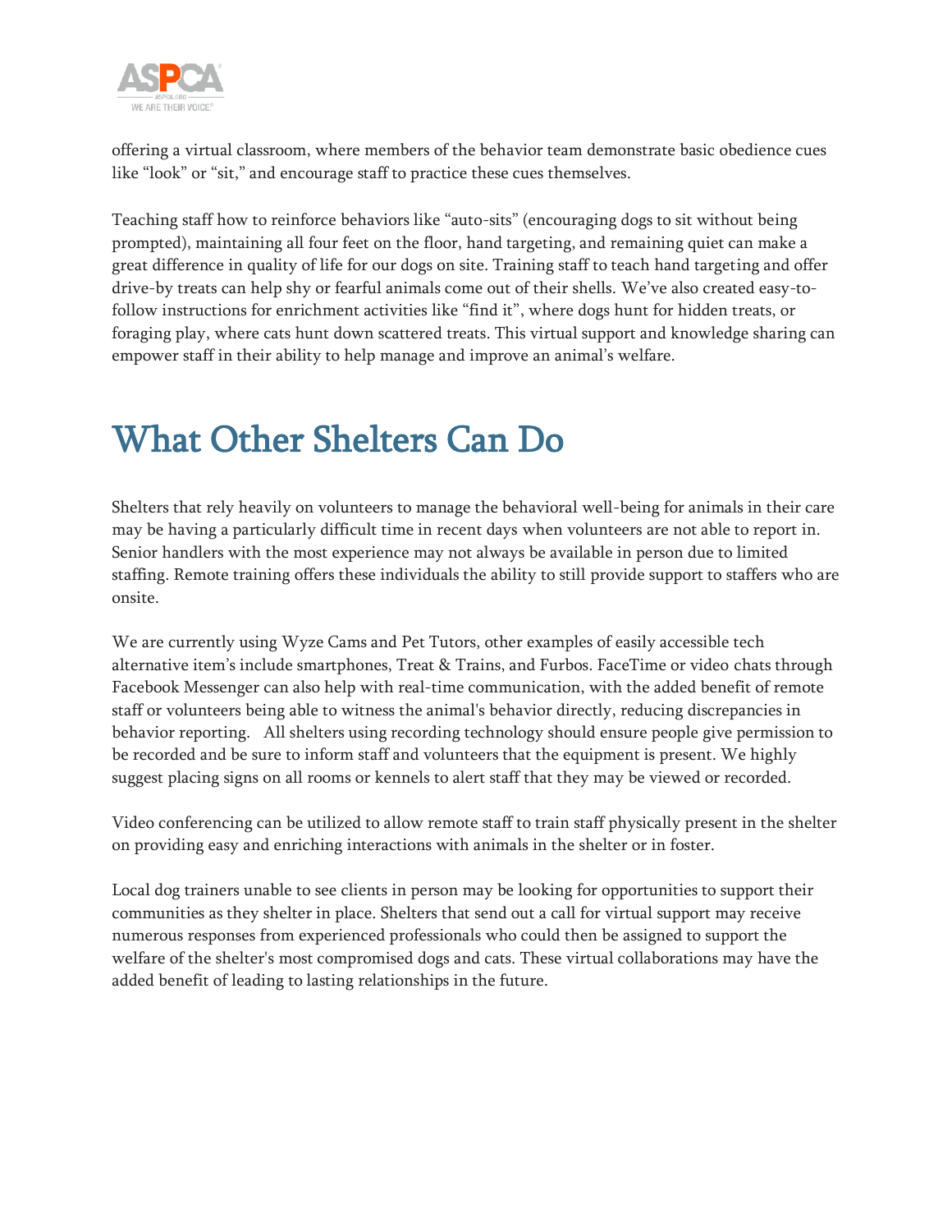offering a virtual classroom, where members of the behavior team demonstrate basic obedience cues like "look" or "sit," and encourage staff to practice these cues themselves.

Teaching staff how to reinforce behaviors like "auto-sits" (encouraging dogs to sit without being prompted), maintaining all four feet on the floor, hand targeting, and remaining quiet can make a great difference in quality of life for our dogs on site. Training staff to teach hand targeting and offer drive-by treats can help shy or fearful animals come out of their shells. We've also created easy-to-follow instructions for enrichment activities like "find it", where dogs hunt for hidden treats, or foraging play, where cats hunt down scattered treats. This virtual support and knowledge sharing can empower staff in their ability to help manage and improve an animal's welfare.

# What Other Shelters Can Do

Shelters that rely heavily on volunteers to manage the behavioral well-being for animals in their care may be having a particularly difficult time in recent days when volunteers are not able to report in. Senior handlers with the most experience may not always be available in person due to limited staffing. Remote training offers these individuals the ability to still provide support to staffers who are onsite.

We are currently using Wyze Cams and Pet Tutors, other examples of easily accessible tech alternative item's include smartphones, Treat & Trains, and Furbos. FaceTime or video chats through Facebook Messenger can also help with real-time communication, with the added benefit of remote staff or volunteers being able to witness the animal's behavior directly, reducing discrepancies in behavior reporting. All shelters using recording technology should ensure people give permission to be recorded and be sure to inform staff and volunteers that the equipment is present. We highly suggest placing signs on all rooms or kennels to alert staff that they may be viewed or recorded.

Video conferencing can be utilized to allow remote staff to train staff physically present in the shelter on providing easy and enriching interactions with animals in the shelter or in foster.

Local dog trainers unable to see clients in person may be looking for opportunities to support their communities as they shelter in place. Shelters that send out a call for virtual support may receive numerous responses from experienced professionals who could then be assigned to support the welfare of the shelter's most compromised dogs and cats. These virtual collaborations may have the added benefit of leading to lasting relationships in the future.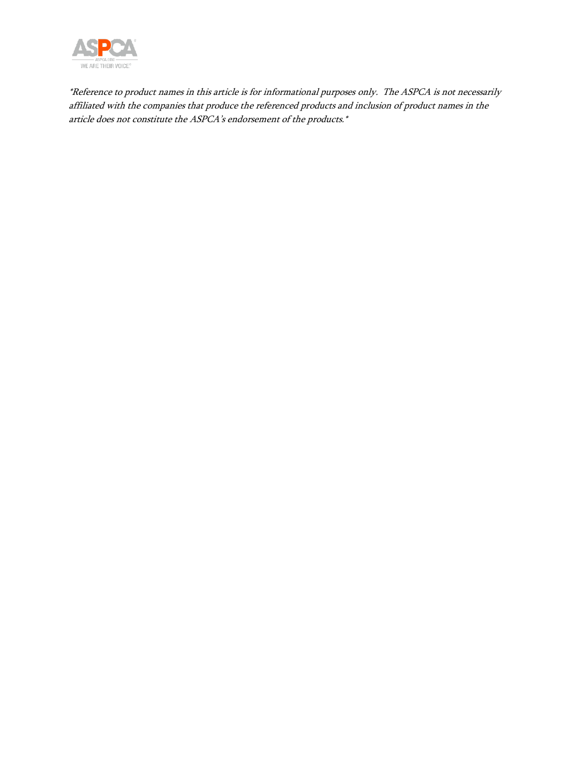*Reference to product names in this article is for informational purposes only. The ASPCA is not necessarily affiliated with the companies that produce the referenced products and inclusion of product names in the article does not constitute the ASPCA's endorsement of the products.*